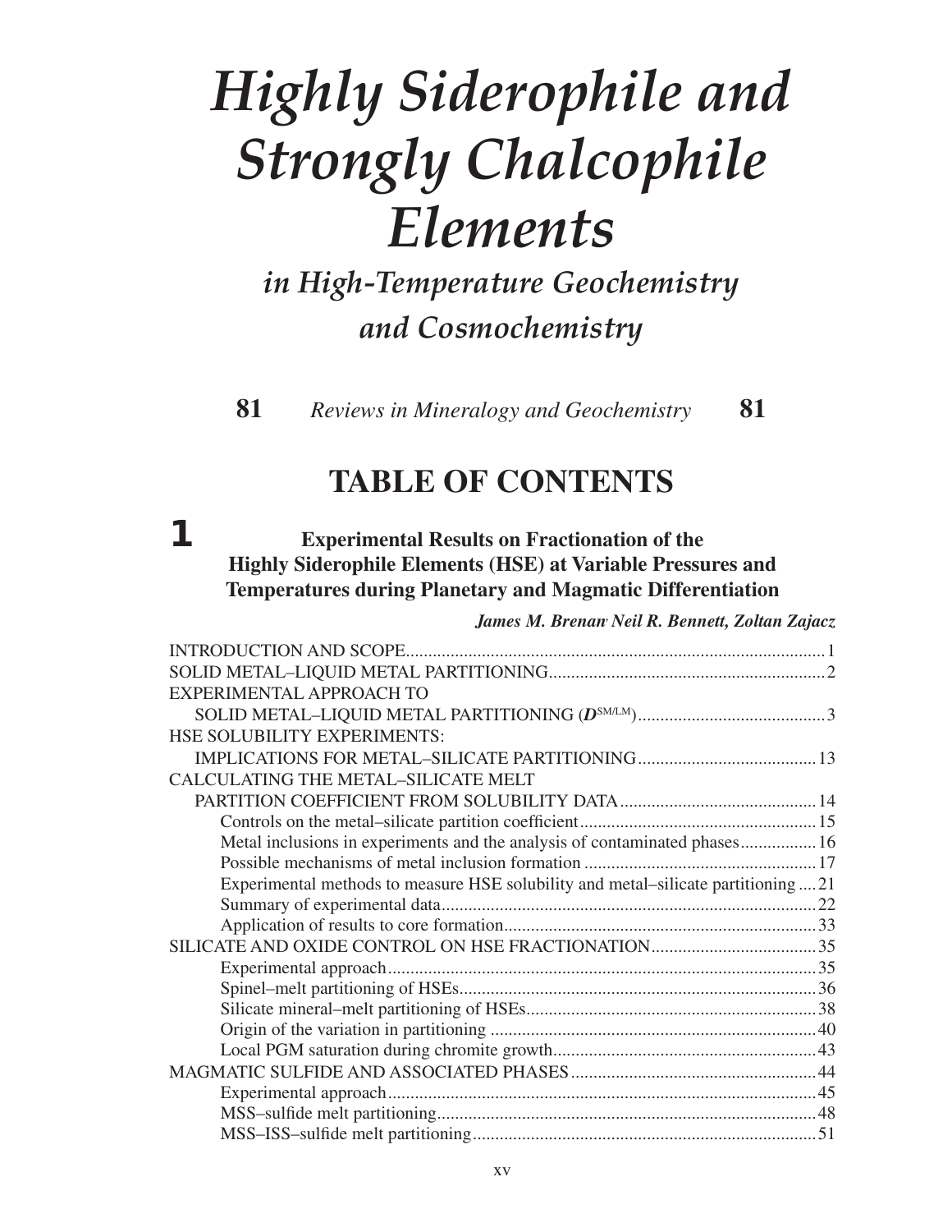# *Highly Siderophile and Strongly Chalcophile Elements*

## *in High-Temperature Geochemistry and Cosmochemistry*

**81** *Reviews in Mineralogy and Geochemistry* **81**

# TABLE OF CONTENTS

## 1 Experimental Results on Fractionation of the Highly Siderophile Elements (HSE) at Variable Pressures and Temperatures during Planetary and Magmatic Differentiation

***James M. Brenan, Neil R. Bennett, Zoltan Zajacz***

INTRODUCTION AND SCOPE....................1
SOLID METAL–LIQUID METAL PARTITIONING....................2
EXPERIMENTAL APPROACH TO SOLID METAL–LIQUID METAL PARTITIONING ($\boldsymbol{D}^{SM/LM}$)....................3
HSE SOLUBILITY EXPERIMENTS: IMPLICATIONS FOR METAL–SILICATE PARTITIONING....................13
CALCULATING THE METAL–SILICATE MELT PARTITION COEFFICIENT FROM SOLUBILITY DATA....................14
- Controls on the metal–silicate partition coefficient....................15
- Metal inclusions in experiments and the analysis of contaminated phases....................16
- Possible mechanisms of metal inclusion formation....................17
- Experimental methods to measure HSE solubility and metal–silicate partitioning....................21
- Summary of experimental data....................22
- Application of results to core formation....................33

SILICATE AND OXIDE CONTROL ON HSE FRACTIONATION....................35
- Experimental approach....................35
- Spinel–melt partitioning of HSEs....................36
- Silicate mineral–melt partitioning of HSEs....................38
- Origin of the variation in partitioning....................40
- Local PGM saturation during chromite growth....................43

MAGMATIC SULFIDE AND ASSOCIATED PHASES....................44
- Experimental approach....................45
- MSS–sulfide melt partitioning....................48
- MSS–ISS–sulfide melt partitioning....................51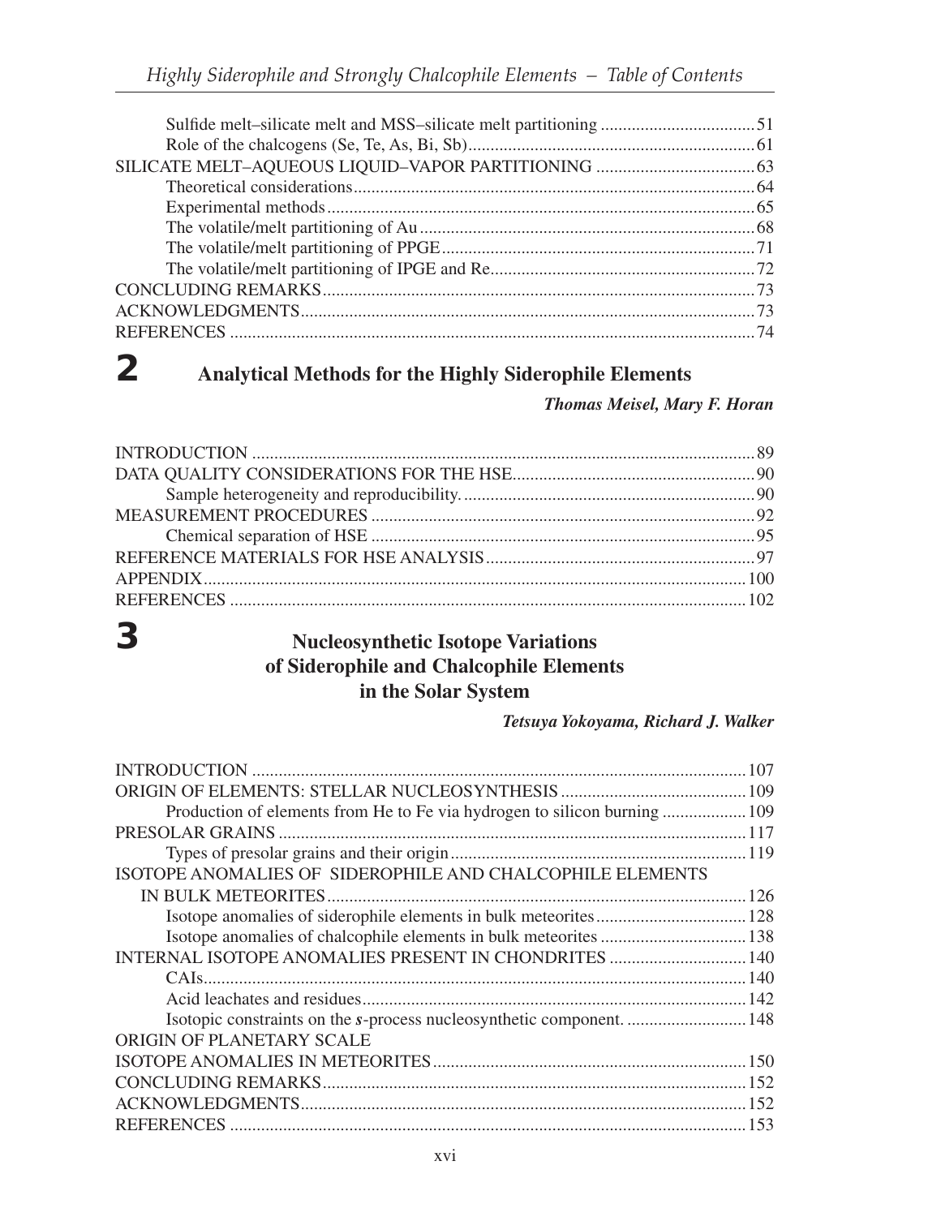Sulfide melt–silicate melt and MSS–silicate melt partitioning ....................................51
Role of the chalcogens (Se, Te, As, Bi, Sb)................................................................61
SILICATE MELT–AQUEOUS LIQUID–VAPOR PARTITIONING ....................................63
Theoretical considerations...........................................................................................64
Experimental methods..................................................................................................65
The volatile/melt partitioning of Au............................................................................68
The volatile/melt partitioning of PPGE.......................................................................71
The volatile/melt partitioning of IPGE and Re............................................................72
CONCLUDING REMARKS..................................................................................................73
ACKNOWLEDGMENTS......................................................................................................73
REFERENCES .......................................................................................................................74

## 2 Analytical Methods for the Highly Siderophile Elements

***Thomas Meisel, Mary F. Horan***

INTRODUCTION .................................................................................................................89
DATA QUALITY CONSIDERATIONS FOR THE HSE......................................................90
Sample heterogeneity and reproducibility....................................................................90
MEASUREMENT PROCEDURES .......................................................................................92
Chemical separation of HSE .......................................................................................95
REFERENCE MATERIALS FOR HSE ANALYSIS.............................................................97
APPENDIX.........................................................................................................................100
REFERENCES ...................................................................................................................102

## 3 Nucleosynthetic Isotope Variations of Siderophile and Chalcophile Elements in the Solar System

***Tetsuya Yokoyama, Richard J. Walker***

INTRODUCTION ...............................................................................................................107
ORIGIN OF ELEMENTS: STELLAR NUCLEOSYNTHESIS ..........................................109
Production of elements from He to Fe via hydrogen to silicon burning ...................109
PRESOLAR GRAINS .........................................................................................................117
Types of presolar grains and their origin ...................................................................119
ISOTOPE ANOMALIES OF SIDEROPHILE AND CHALCOPHILE ELEMENTS IN BULK METEORITES..............................................................................................126
Isotope anomalies of siderophile elements in bulk meteorites..................................128
Isotope anomalies of chalcophile elements in bulk meteorites .................................138
INTERNAL ISOTOPE ANOMALIES PRESENT IN CHONDRITES ...............................140
CAIs............................................................................................................................140
Acid leachates and residues.......................................................................................142
Isotopic constraints on the ***s***-process nucleosynthetic component. ..........................148
ORIGIN OF PLANETARY SCALE ISOTOPE ANOMALIES IN METEORITES.......................................................................150
CONCLUDING REMARKS...............................................................................................152
ACKNOWLEDGMENTS....................................................................................................152
REFERENCES ....................................................................................................................153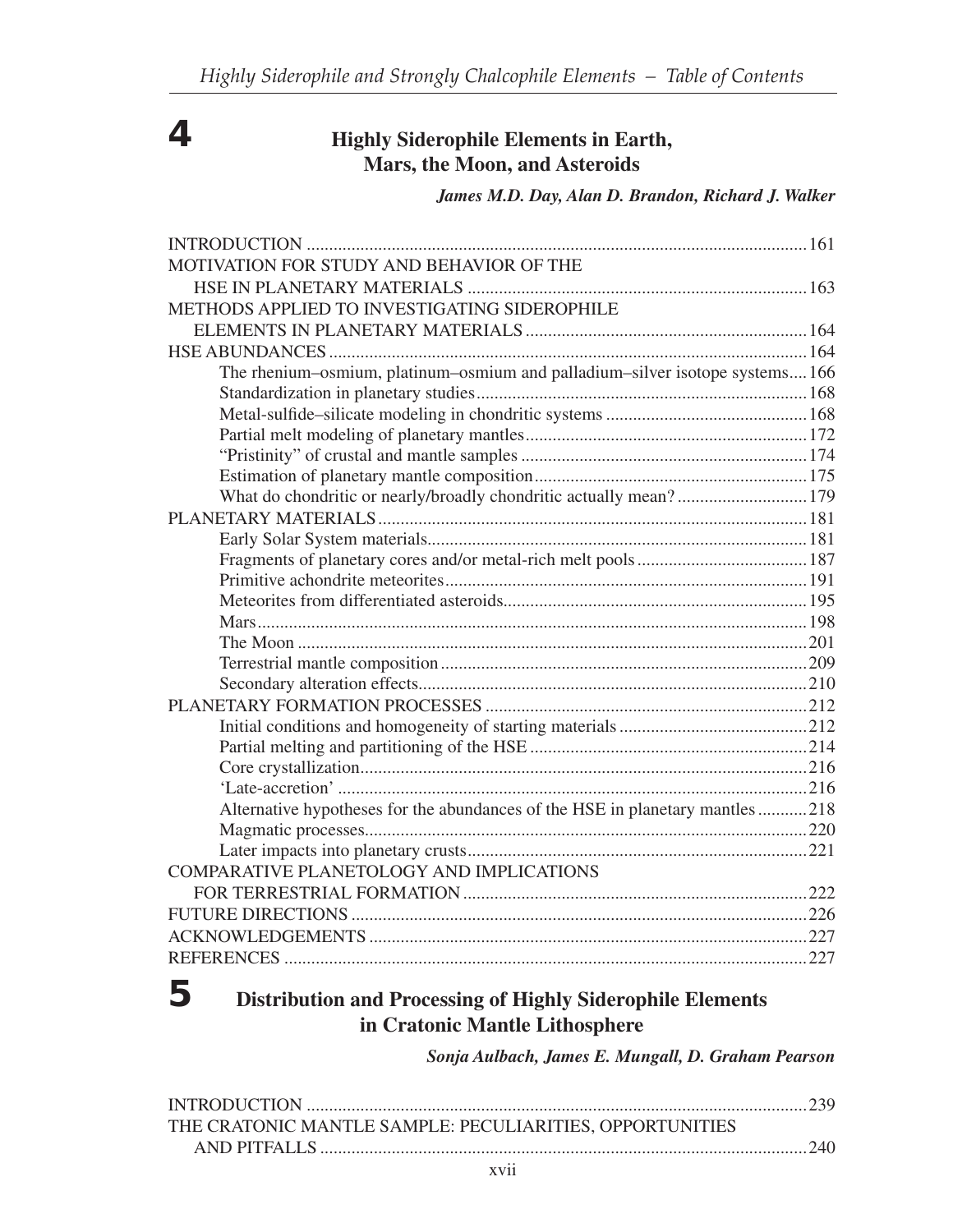## 4 Highly Siderophile Elements in Earth, Mars, the Moon, and Asteroids

***James M.D. Day, Alan D. Brandon, Richard J. Walker***

INTRODUCTION ............................................................................................................... 161
MOTIVATION FOR STUDY AND BEHAVIOR OF THE
HSE IN PLANETARY MATERIALS ............................................................................ 163
METHODS APPLIED TO INVESTIGATING SIDEROPHILE
ELEMENTS IN PLANETARY MATERIALS ............................................................... 164
HSE ABUNDANCES ......................................................................................................... 164
The rhenium–osmium, platinum–osmium and palladium–silver isotope systems .... 166
Standardization in planetary studies ........................................................................ 168
Metal-sulfide–silicate modeling in chondritic systems ............................................ 168
Partial melt modeling of planetary mantles .............................................................. 172
"Pristinity" of crustal and mantle samples ............................................................... 174
Estimation of planetary mantle composition ............................................................ 175
What do chondritic or nearly/broadly chondritic actually mean? ............................ 179
PLANETARY MATERIALS ............................................................................................... 181
Early Solar System materials ..................................................................................... 181
Fragments of planetary cores and/or metal-rich melt pools ...................................... 187
Primitive achondrite meteorites ................................................................................ 191
Meteorites from differentiated asteroids ................................................................... 195
Mars .......................................................................................................................... 198
The Moon .................................................................................................................. 201
Terrestrial mantle composition ................................................................................. 209
Secondary alteration effects ...................................................................................... 210
PLANETARY FORMATION PROCESSES ....................................................................... 212
Initial conditions and homogeneity of starting materials .......................................... 212
Partial melting and partitioning of the HSE .............................................................. 214
Core crystallization .................................................................................................... 216
'Late-accretion' .......................................................................................................... 216
Alternative hypotheses for the abundances of the HSE in planetary mantles ........... 218
Magmatic processes ................................................................................................... 220
Later impacts into planetary crusts ............................................................................ 221
COMPARATIVE PLANETOLOGY AND IMPLICATIONS
FOR TERRESTRIAL FORMATION ............................................................................ 222
FUTURE DIRECTIONS ..................................................................................................... 226
ACKNOWLEDGEMENTS ................................................................................................. 227
REFERENCES .................................................................................................................... 227

## 5 Distribution and Processing of Highly Siderophile Elements in Cratonic Mantle Lithosphere

***Sonja Aulbach, James E. Mungall, D. Graham Pearson***

INTRODUCTION ............................................................................................................... 239
THE CRATONIC MANTLE SAMPLE: PECULIARITIES, OPPORTUNITIES
AND PITFALLS ............................................................................................................ 240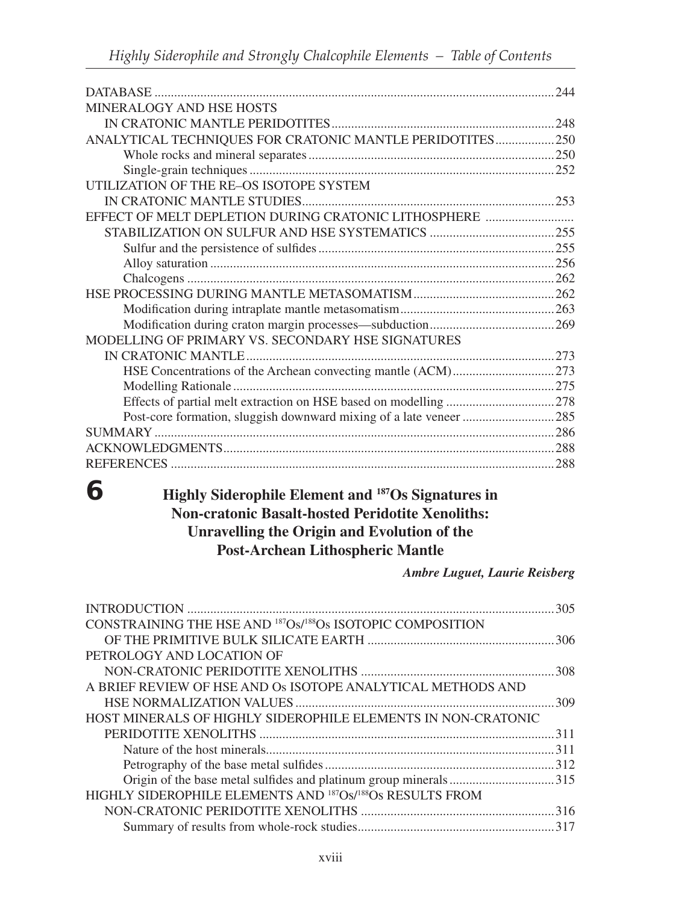| | |
|---|---|
| DATABASE | 244 |
| MINERALOGY AND HSE HOSTS IN CRATONIC MANTLE PERIDOTITES | 248 |
| ANALYTICAL TECHNIQUES FOR CRATONIC MANTLE PERIDOTITES | 250 |
| Whole rocks and mineral separates | 250 |
| Single-grain techniques | 252 |
| UTILIZATION OF THE RE–OS ISOTOPE SYSTEM IN CRATONIC MANTLE STUDIES | 253 |
| EFFECT OF MELT DEPLETION DURING CRATONIC LITHOSPHERE STABILIZATION ON SULFUR AND HSE SYSTEMATICS | 255 |
| Sulfur and the persistence of sulfides | 255 |
| Alloy saturation | 256 |
| Chalcogens | 262 |
| HSE PROCESSING DURING MANTLE METASOMATISM | 262 |
| Modification during intraplate mantle metasomatism | 263 |
| Modification during craton margin processes—subduction | 269 |
| MODELLING OF PRIMARY VS. SECONDARY HSE SIGNATURES IN CRATONIC MANTLE | 273 |
| HSE Concentrations of the Archean convecting mantle (ACM) | 273 |
| Modelling Rationale | 275 |
| Effects of partial melt extraction on HSE based on modelling | 278 |
| Post-core formation, sluggish downward mixing of a late veneer | 285 |
| SUMMARY | 286 |
| ACKNOWLEDGMENTS | 288 |
| REFERENCES | 288 |

# 6 Highly Siderophile Element and $^{187}$Os Signatures in Non-cratonic Basalt-hosted Peridotite Xenoliths: Unravelling the Origin and Evolution of the Post-Archean Lithospheric Mantle

***Ambre Luguet, Laurie Reisberg***

| | |
|---|---|
| INTRODUCTION | 305 |
| CONSTRAINING THE HSE AND $^{187}$Os/$^{188}$Os ISOTOPIC COMPOSITION OF THE PRIMITIVE BULK SILICATE EARTH | 306 |
| PETROLOGY AND LOCATION OF NON-CRATONIC PERIDOTITE XENOLITHS | 308 |
| A BRIEF REVIEW OF HSE AND Os ISOTOPE ANALYTICAL METHODS AND HSE NORMALIZATION VALUES | 309 |
| HOST MINERALS OF HIGHLY SIDEROPHILE ELEMENTS IN NON-CRATONIC PERIDOTITE XENOLITHS | 311 |
| Nature of the host minerals | 311 |
| Petrography of the base metal sulfides | 312 |
| Origin of the base metal sulfides and platinum group minerals | 315 |
| HIGHLY SIDEROPHILE ELEMENTS AND $^{187}$Os/$^{188}$Os RESULTS FROM NON-CRATONIC PERIDOTITE XENOLITHS | 316 |
| Summary of results from whole-rock studies | 317 |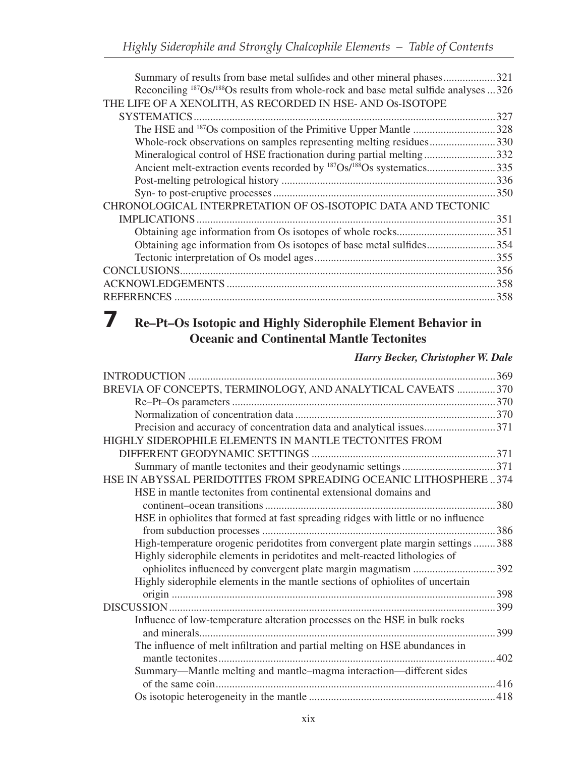Summary of results from base metal sulfides and other mineral phases ....................321
Reconciling $^{187}Os/^{188}Os$ results from whole-rock and base metal sulfide analyses ...326

THE LIFE OF A XENOLITH, AS RECORDED IN HSE- AND Os-ISOTOPE SYSTEMATICS ..............................................................................................................327

The HSE and $^{187}Os$ composition of the Primitive Upper Mantle ...............................328
Whole-rock observations on samples representing melting residues........................330
Mineralogical control of HSE fractionation during partial melting ..........................332
Ancient melt-extraction events recorded by $^{187}Os/^{188}Os$ systematics.........................335
Post-melting petrological history ..............................................................................336
Syn- to post-eruptive processes .................................................................................350

CHRONOLOGICAL INTERPRETATION OF OS-ISOTOPIC DATA AND TECTONIC IMPLICATIONS.............................................................................................................351

Obtaining age information from Os isotopes of whole rocks....................................351
Obtaining age information from Os isotopes of base metal sulfides.........................354
Tectonic interpretation of Os model ages ..................................................................355

CONCLUSIONS...................................................................................................................356
ACKNOWLEDGEMENTS ..................................................................................................358
REFERENCES .....................................................................................................................358

# 7 Re–Pt–Os Isotopic and Highly Siderophile Element Behavior in Oceanic and Continental Mantle Tectonites

***Harry Becker, Christopher W. Dale***

INTRODUCTION ................................................................................................................369
BREVIA OF CONCEPTS, TERMINOLOGY, AND ANALYTICAL CAVEATS ..............370

Re–Pt–Os parameters ................................................................................................370
Normalization of concentration data .........................................................................370
Precision and accuracy of concentration data and analytical issues..........................371

HIGHLY SIDEROPHILE ELEMENTS IN MANTLE TECTONITES FROM DIFFERENT GEODYNAMIC SETTINGS ...................................................................371

Summary of mantle tectonites and their geodynamic settings ..................................371

HSE IN ABYSSAL PERIDOTITES FROM SPREADING OCEANIC LITHOSPHERE ..374

HSE in mantle tectonites from continental extensional domains and continent–ocean transitions ....................................................................................380
HSE in ophiolites that formed at fast spreading ridges with little or no influence from subduction processes .....................................................................................386
High-temperature orogenic peridotites from convergent plate margin settings ........388
Highly siderophile elements in peridotites and melt-reacted lithologies of ophiolites influenced by convergent plate margin magmatism ..............................392
Highly siderophile elements in the mantle sections of ophiolites of uncertain origin ......................................................................................................................398

DISCUSSION......................................................................................................................399

Influence of low-temperature alteration processes on the HSE in bulk rocks and minerals............................................................................................................399
The influence of melt infiltration and partial melting on HSE abundances in mantle tectonites.....................................................................................................402
Summary—Mantle melting and mantle–magma interaction—different sides of the same coin......................................................................................................416
Os isotopic heterogeneity in the mantle ....................................................................418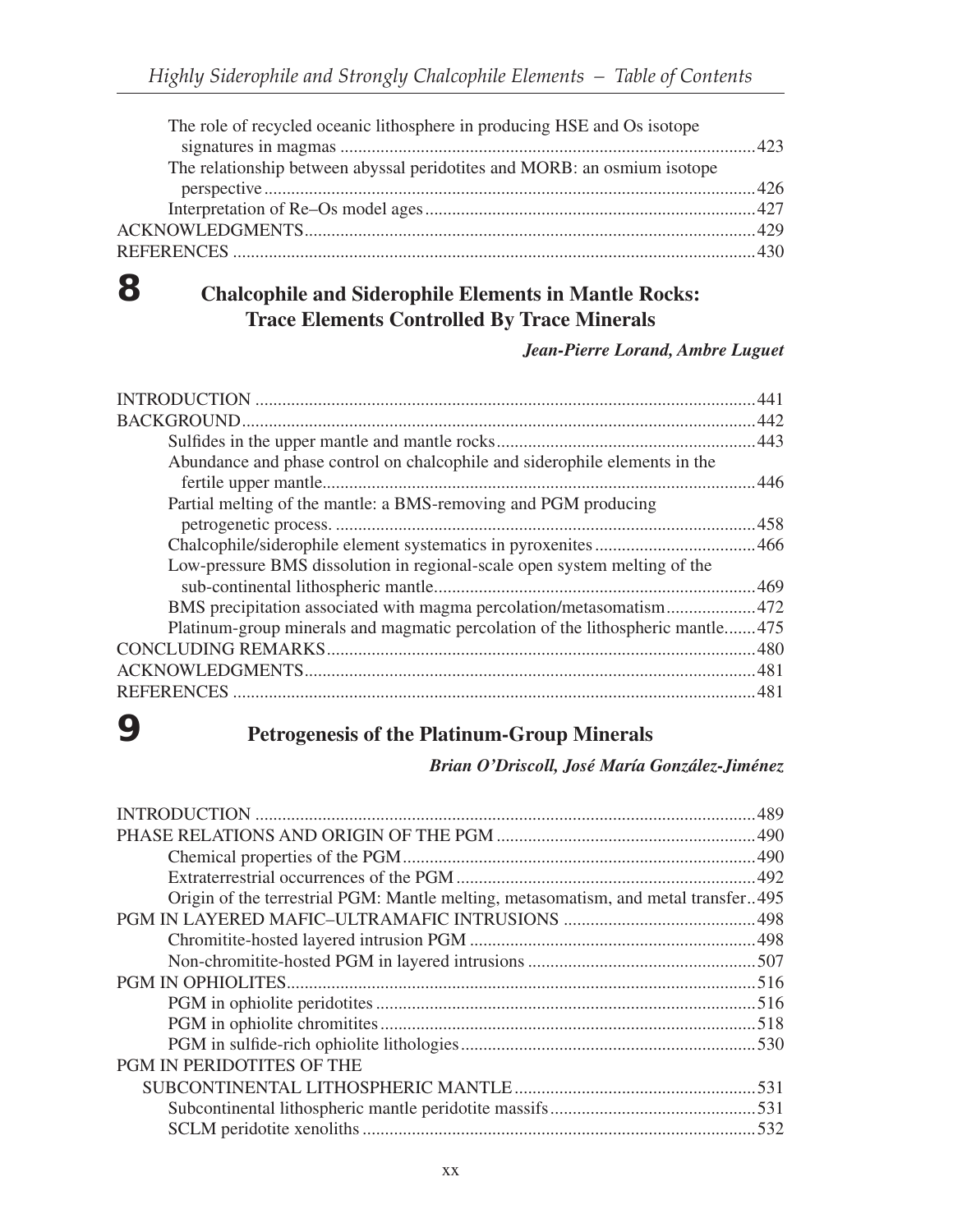The role of recycled oceanic lithosphere in producing HSE and Os isotope signatures in magmas ....423

The relationship between abyssal peridotites and MORB: an osmium isotope perspective ....426

Interpretation of Re–Os model ages ....427

ACKNOWLEDGMENTS ....429

REFERENCES ....430

## 8 Chalcophile and Siderophile Elements in Mantle Rocks: Trace Elements Controlled By Trace Minerals

***Jean-Pierre Lorand, Ambre Luguet***

INTRODUCTION ....441

BACKGROUND ....442

Sulfides in the upper mantle and mantle rocks ....443

Abundance and phase control on chalcophile and siderophile elements in the fertile upper mantle ....446

Partial melting of the mantle: a BMS-removing and PGM producing petrogenetic process. ....458

Chalcophile/siderophile element systematics in pyroxenites ....466

Low-pressure BMS dissolution in regional-scale open system melting of the sub-continental lithospheric mantle ....469

BMS precipitation associated with magma percolation/metasomatism ....472

Platinum-group minerals and magmatic percolation of the lithospheric mantle ....475

CONCLUDING REMARKS ....480

ACKNOWLEDGMENTS ....481

REFERENCES ....481

## 9 Petrogenesis of the Platinum-Group Minerals

***Brian O'Driscoll, José María González-Jiménez***

INTRODUCTION ....489

PHASE RELATIONS AND ORIGIN OF THE PGM ....490

Chemical properties of the PGM ....490

Extraterrestrial occurrences of the PGM ....492

Origin of the terrestrial PGM: Mantle melting, metasomatism, and metal transfer ....495

PGM IN LAYERED MAFIC–ULTRAMAFIC INTRUSIONS ....498

Chromitite-hosted layered intrusion PGM ....498

Non-chromitite-hosted PGM in layered intrusions ....507

PGM IN OPHIOLITES ....516

PGM in ophiolite peridotites ....516

PGM in ophiolite chromitites ....518

PGM in sulfide-rich ophiolite lithologies ....530

PGM IN PERIDOTITES OF THE SUBCONTINENTAL LITHOSPHERIC MANTLE ....531

Subcontinental lithospheric mantle peridotite massifs ....531

SCLM peridotite xenoliths ....532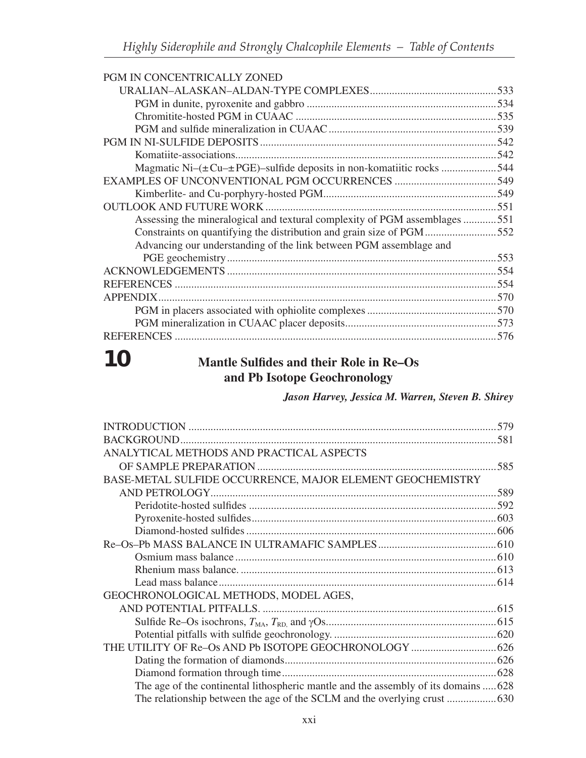PGM IN CONCENTRICALLY ZONED
URALIAN–ALASKAN–ALDAN-TYPE COMPLEXES ............................................. 533
PGM in dunite, pyroxenite and gabbro ..................................................................... 534
Chromitite-hosted PGM in CUAAC ......................................................................... 535
PGM and sulfide mineralization in CUAAC ............................................................ 539
PGM IN NI-SULFIDE DEPOSITS ..................................................................................... 542
Komatiite-associations.............................................................................................. 542
Magmatic Ni–(±Cu–±PGE)–sulfide deposits in non-komatiitic rocks .................... 544
EXAMPLES OF UNCONVENTIONAL PGM OCCURRENCES ..................................... 549
Kimberlite- and Cu-porphyry-hosted PGM............................................................... 549
OUTLOOK AND FUTURE WORK .................................................................................. 551
Assessing the mineralogical and textural complexity of PGM assemblages ............ 551
Constraints on quantifying the distribution and grain size of PGM.......................... 552
Advancing our understanding of the link between PGM assemblage and
PGE geochemistry ................................................................................................. 553
ACKNOWLEDGEMENTS ................................................................................................. 554
REFERENCES .................................................................................................................... 554
APPENDIX.......................................................................................................................... 570
PGM in placers associated with ophiolite complexes ............................................... 570
PGM mineralization in CUAAC placer deposits....................................................... 573
REFERENCES .................................................................................................................... 576

# 10 Mantle Sulfides and their Role in Re–Os and Pb Isotope Geochronology

***Jason Harvey, Jessica M. Warren, Steven B. Shirey***

INTRODUCTION ............................................................................................................... 579
BACKGROUND.................................................................................................................. 581
ANALYTICAL METHODS AND PRACTICAL ASPECTS
OF SAMPLE PREPARATION ...................................................................................... 585
BASE-METAL SULFIDE OCCURRENCE, MAJOR ELEMENT GEOCHEMISTRY
AND PETROLOGY........................................................................................................ 589
Peridotite-hosted sulfides ......................................................................................... 592
Pyroxenite-hosted sulfides........................................................................................ 603
Diamond-hosted sulfides .......................................................................................... 606
Re–Os–Pb MASS BALANCE IN ULTRAMAFIC SAMPLES .......................................... 610
Osmium mass balance .............................................................................................. 610
Rhenium mass balance. ............................................................................................ 613
Lead mass balance.................................................................................................... 614
GEOCHRONOLOGICAL METHODS, MODEL AGES,
AND POTENTIAL PITFALLS. .................................................................................... 615
Sulfide Re–Os isochrons, $T_{MA}$, $T_{RD,}$ and γOs............................................................. 615
Potential pitfalls with sulfide geochronology. .......................................................... 620
THE UTILITY OF Re–Os AND Pb ISOTOPE GEOCHRONOLOGY .............................. 626
Dating the formation of diamonds............................................................................ 626
Diamond formation through time............................................................................. 628
The age of the continental lithospheric mantle and the assembly of its domains ..... 628
The relationship between the age of the SCLM and the overlying crust ................. 630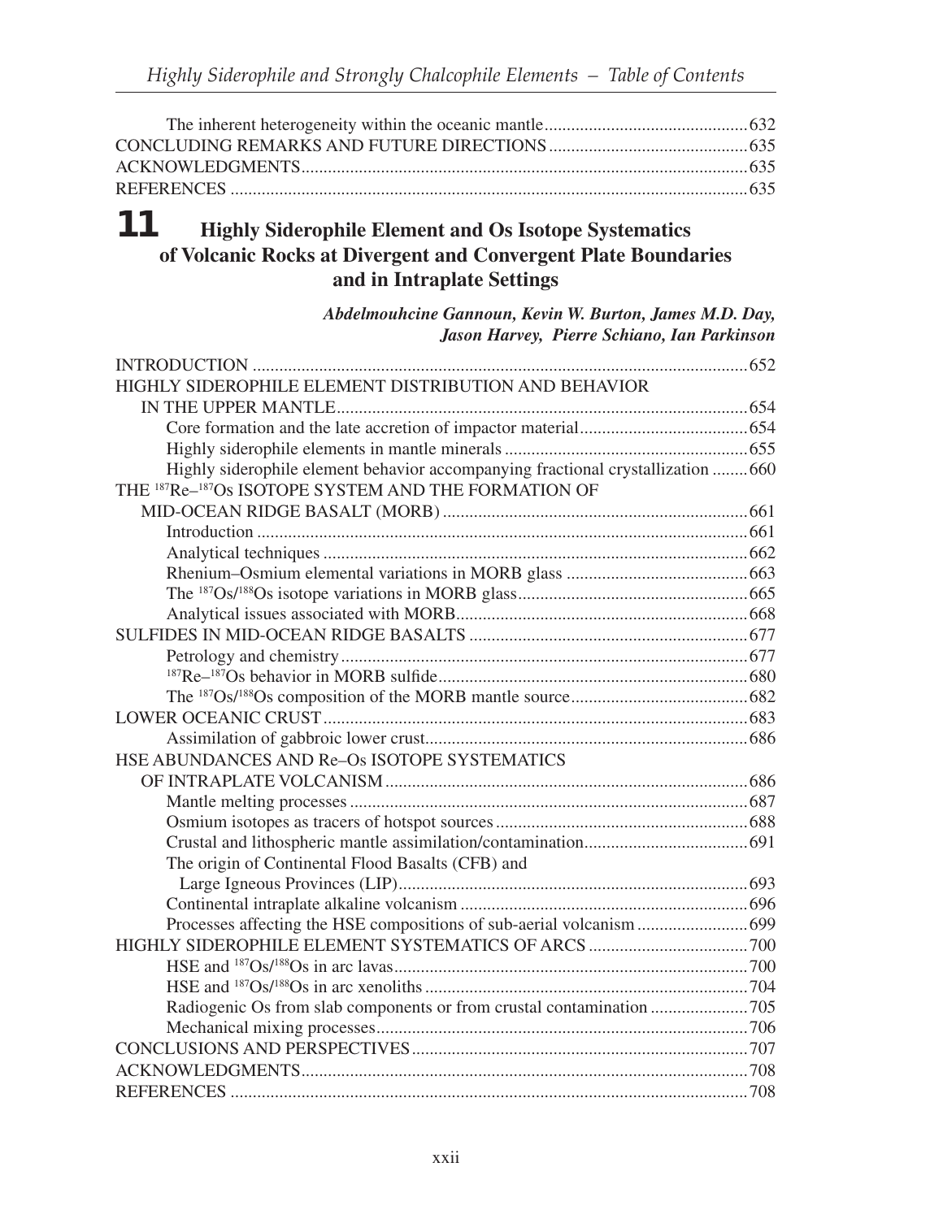The inherent heterogeneity within the oceanic mantle ........ 632
CONCLUDING REMARKS AND FUTURE DIRECTIONS ........ 635
ACKNOWLEDGMENTS ........ 635
REFERENCES ........ 635

# 11 Highly Siderophile Element and Os Isotope Systematics of Volcanic Rocks at Divergent and Convergent Plate Boundaries and in Intraplate Settings

***Abdelmouhcine Gannoun, Kevin W. Burton, James M.D. Day, Jason Harvey, Pierre Schiano, Ian Parkinson***

INTRODUCTION ........ 652

HIGHLY SIDEROPHILE ELEMENT DISTRIBUTION AND BEHAVIOR IN THE UPPER MANTLE ........ 654

- Core formation and the late accretion of impactor material ........ 654
- Highly siderophile elements in mantle minerals ........ 655
- Highly siderophile element behavior accompanying fractional crystallization ........ 660

THE $^{187}$Re–$^{187}$Os ISOTOPE SYSTEM AND THE FORMATION OF MID-OCEAN RIDGE BASALT (MORB) ........ 661

- Introduction ........ 661
- Analytical techniques ........ 662
- Rhenium–Osmium elemental variations in MORB glass ........ 663
- The $^{187}$Os/$^{188}$Os isotope variations in MORB glass ........ 665
- Analytical issues associated with MORB ........ 668

SULFIDES IN MID-OCEAN RIDGE BASALTS ........ 677

- Petrology and chemistry ........ 677
- $^{187}$Re–$^{187}$Os behavior in MORB sulfide ........ 680
- The $^{187}$Os/$^{188}$Os composition of the MORB mantle source ........ 682

LOWER OCEANIC CRUST ........ 683

- Assimilation of gabbroic lower crust ........ 686

HSE ABUNDANCES AND Re–Os ISOTOPE SYSTEMATICS OF INTRAPLATE VOLCANISM ........ 686

- Mantle melting processes ........ 687
- Osmium isotopes as tracers of hotspot sources ........ 688
- Crustal and lithospheric mantle assimilation/contamination ........ 691
- The origin of Continental Flood Basalts (CFB) and Large Igneous Provinces (LIP) ........ 693
- Continental intraplate alkaline volcanism ........ 696
- Processes affecting the HSE compositions of sub-aerial volcanism ........ 699

HIGHLY SIDEROPHILE ELEMENT SYSTEMATICS OF ARCS ........ 700

- HSE and $^{187}$Os/$^{188}$Os in arc lavas ........ 700
- HSE and $^{187}$Os/$^{188}$Os in arc xenoliths ........ 704
- Radiogenic Os from slab components or from crustal contamination ........ 705
- Mechanical mixing processes ........ 706

CONCLUSIONS AND PERSPECTIVES ........ 707
ACKNOWLEDGMENTS ........ 708
REFERENCES ........ 708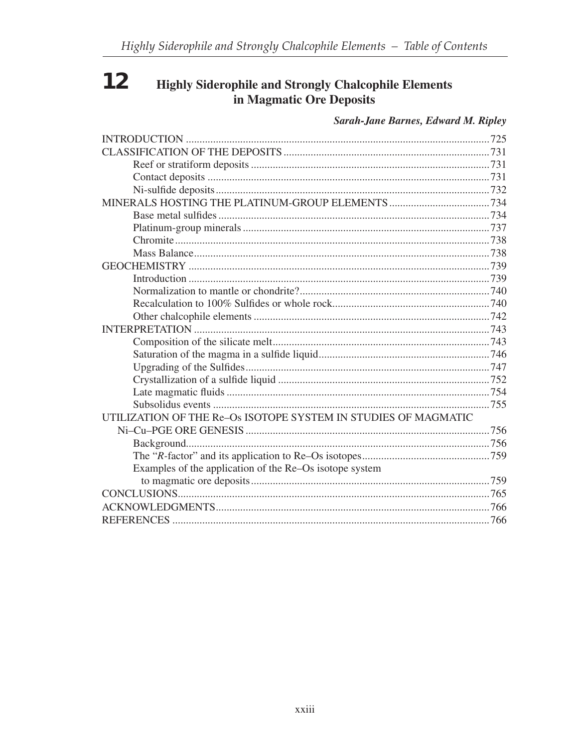# 12 Highly Siderophile and Strongly Chalcophile Elements in Magmatic Ore Deposits

***Sarah-Jane Barnes, Edward M. Ripley***

INTRODUCTION ....725
CLASSIFICATION OF THE DEPOSITS ....731
  Reef or stratiform deposits ....731
  Contact deposits ....731
  Ni-sulfide deposits ....732
MINERALS HOSTING THE PLATINUM-GROUP ELEMENTS ....734
  Base metal sulfides ....734
  Platinum-group minerals ....737
  Chromite ....738
  Mass Balance ....738
GEOCHEMISTRY ....739
  Introduction ....739
  Normalization to mantle or chondrite? ....740
  Recalculation to 100% Sulfides or whole rock ....740
  Other chalcophile elements ....742
INTERPRETATION ....743
  Composition of the silicate melt ....743
  Saturation of the magma in a sulfide liquid ....746
  Upgrading of the Sulfides ....747
  Crystallization of a sulfide liquid ....752
  Late magmatic fluids ....754
  Subsolidus events ....755
UTILIZATION OF THE Re–Os ISOTOPE SYSTEM IN STUDIES OF MAGMATIC Ni–Cu–PGE ORE GENESIS ....756
  Background ....756
  The "*R*-factor" and its application to Re–Os isotopes ....759
  Examples of the application of the Re–Os isotope system to magmatic ore deposits ....759
CONCLUSIONS ....765
ACKNOWLEDGMENTS ....766
REFERENCES ....766